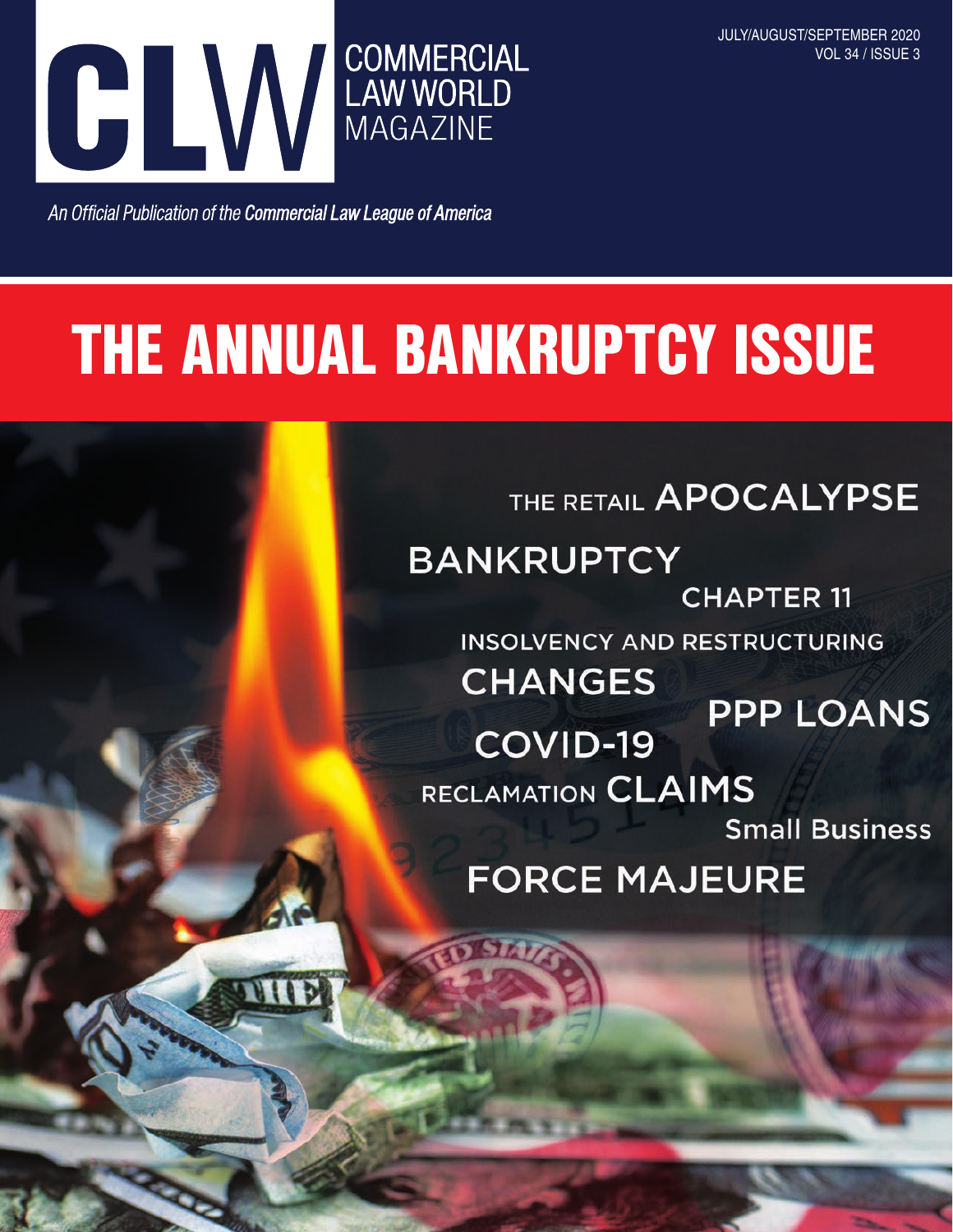JULY/AUGUST/SEPTEMBER 2020
VOL 34 / ISSUE 3

# CLW COMMERCIAL LAW WORLD MAGAZINE

*An Official Publication of the **Commercial Law League of America***

# THE ANNUAL BANKRUPTCY ISSUE

THE RETAIL APOCALYPSE

BANKRUPTCY

CHAPTER 11

INSOLVENCY AND RESTRUCTURING

CHANGES

PPP LOANS

COVID-19

RECLAMATION CLAIMS

Small Business

FORCE MAJEURE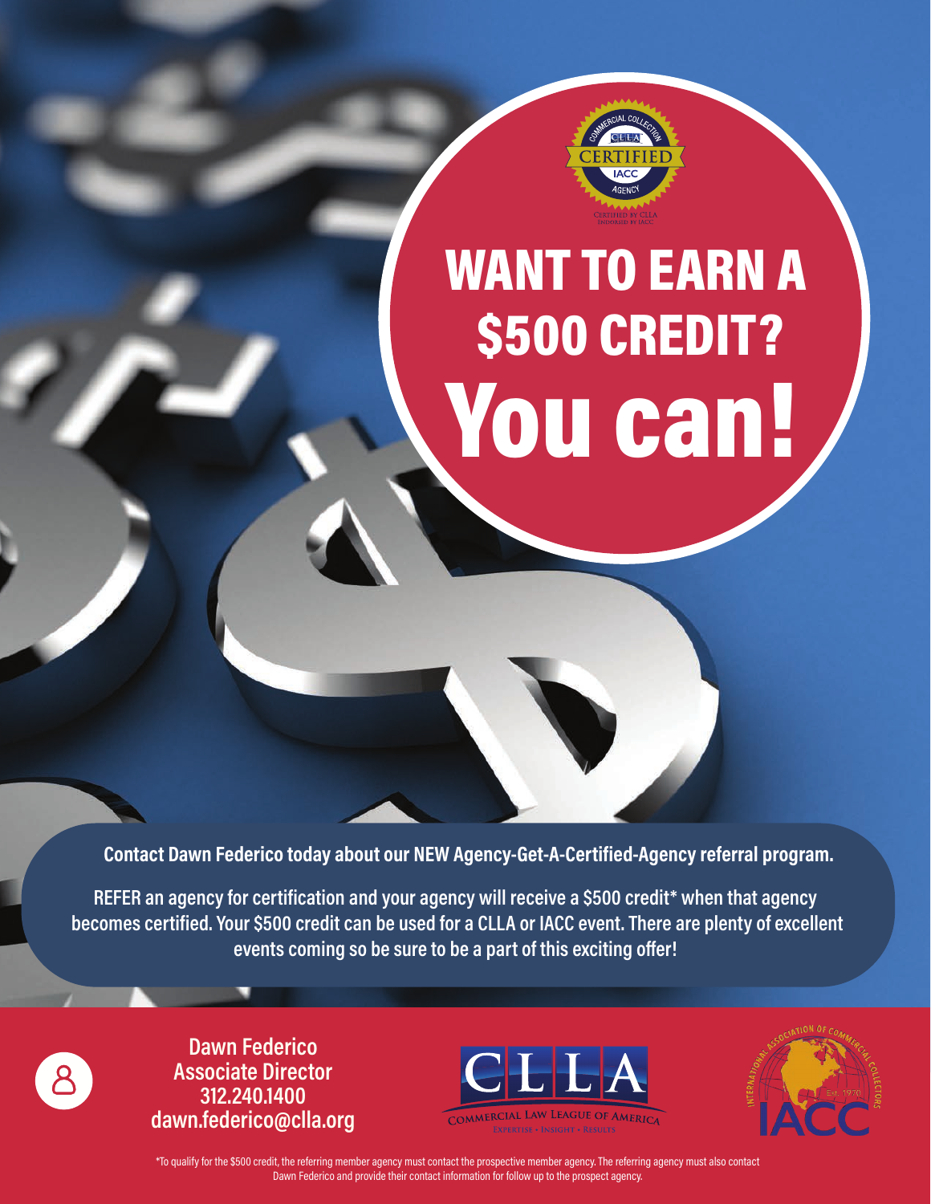# WANT TO EARN A $500 CREDIT? You can!

**Contact Dawn Federico today about our NEW Agency-Get-A-Certified-Agency referral program.**

**REFER an agency for certification and your agency will receive a $500 credit* when that agency becomes certified. Your $500 credit can be used for a CLLA or IACC event. There are plenty of excellent events coming so be sure to be a part of this exciting offer!**

**Dawn Federico**
**Associate Director**
**312.240.1400**
**dawn.federico@clla.org**

*To qualify for the $500 credit, the referring member agency must contact the prospective member agency. The referring agency must also contact Dawn Federico and provide their contact information for follow up to the prospect agency.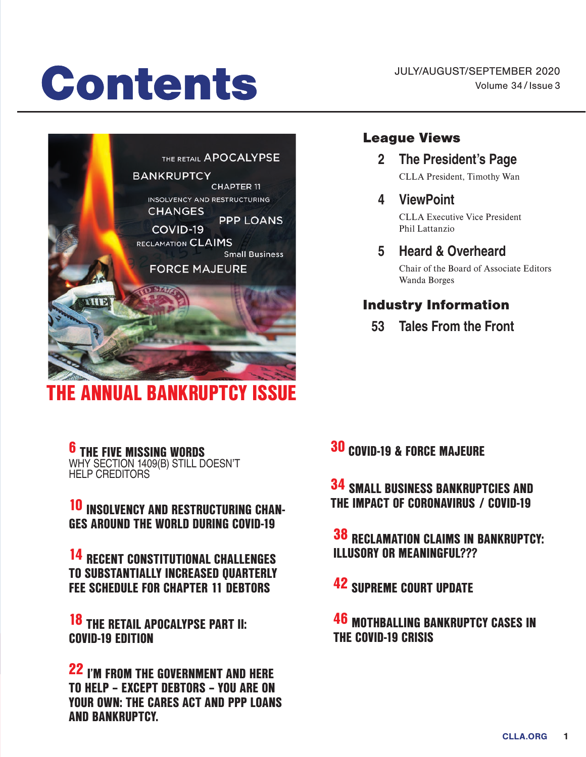# Contents

JULY/AUGUST/SEPTEMBER 2020
Volume 34 / Issue 3

## League Views

**2 The President's Page**
CLLA President, Timothy Wan

**4 ViewPoint**
CLLA Executive Vice President
Phil Lattanzio

**5 Heard & Overheard**
Chair of the Board of Associate Editors
Wanda Borges

## Industry Information

**53 Tales From the Front**

THE RETAIL APOCALYPSE
BANKRUPTCY
CHAPTER 11
INSOLVENCY AND RESTRUCTURING
CHANGES
PPP LOANS
COVID-19
RECLAMATION CLAIMS
Small Business
FORCE MAJEURE

## THE ANNUAL BANKRUPTCY ISSUE

**6 THE FIVE MISSING WORDS**
WHY SECTION 1409(B) STILL DOESN'T HELP CREDITORS

**10 INSOLVENCY AND RESTRUCTURING CHANGES AROUND THE WORLD DURING COVID-19**

**14 RECENT CONSTITUTIONAL CHALLENGES TO SUBSTANTIALLY INCREASED QUARTERLY FEE SCHEDULE FOR CHAPTER 11 DEBTORS**

**18 THE RETAIL APOCALYPSE PART II: COVID-19 EDITION**

**22 I'M FROM THE GOVERNMENT AND HERE TO HELP – EXCEPT DEBTORS – YOU ARE ON YOUR OWN: THE CARES ACT AND PPP LOANS AND BANKRUPTCY.**

**30 COVID-19 & FORCE MAJEURE**

**34 SMALL BUSINESS BANKRUPTCIES AND THE IMPACT OF CORONAVIRUS / COVID-19**

**38 RECLAMATION CLAIMS IN BANKRUPTCY: ILLUSORY OR MEANINGFUL???**

**42 SUPREME COURT UPDATE**

**46 MOTHBALLING BANKRUPTCY CASES IN THE COVID-19 CRISIS**